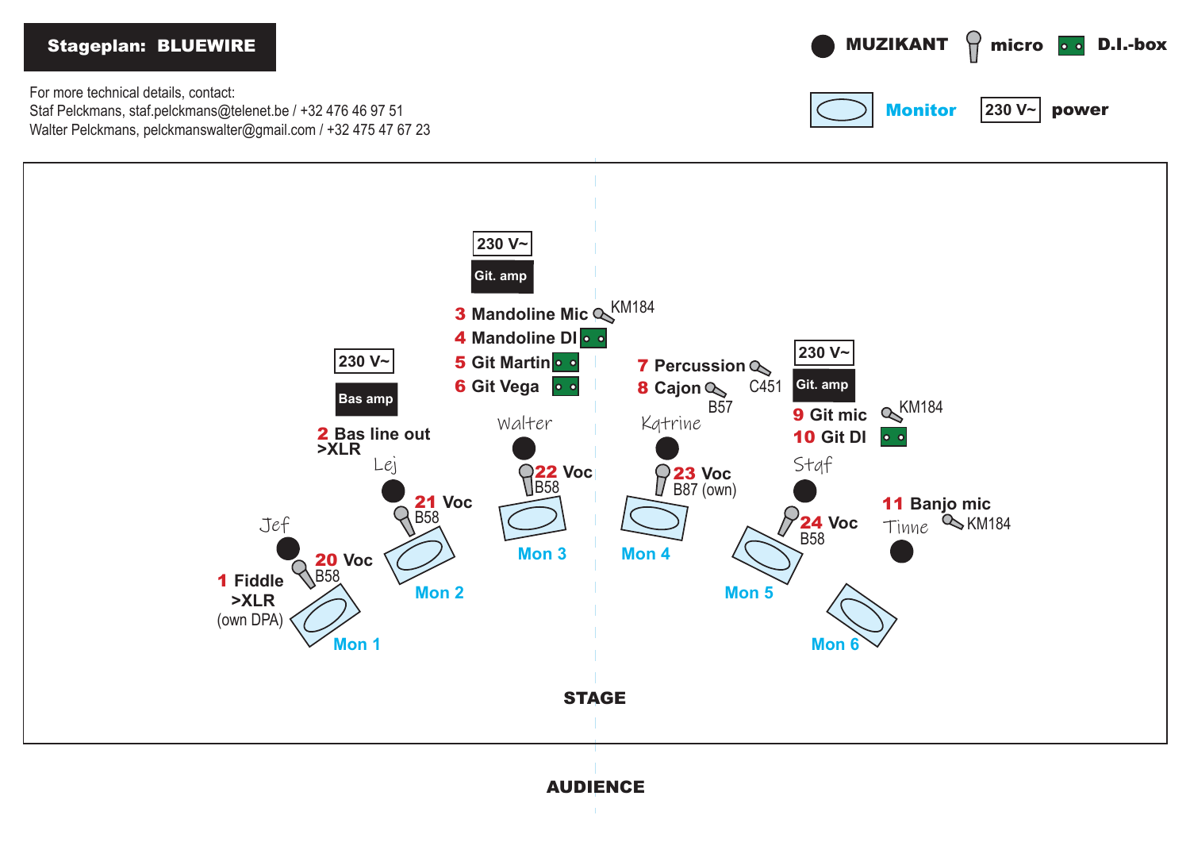# Stageplan: BLUEWIRE

For more technical details, contact:
Staf Pelckmans, staf.pelckmans@telenet.be / +32 476 46 97 51
Walter Pelckmans, pelckmanswalter@gmail.com / +32 475 47 67 23

**MUZIKANT** | **micro** | **D.I.-box** | **Monitor** | **230 V~ power**

230 V~
Git. amp

**3 Mandoline Mic** KM184
**4 Mandoline DI**
**5 Git Martin**
**6 Git Vega**

230 V~
Bas amp

**2 Bas line out >XLR**

**7 Percussion** C451
**8 Cajon** B57

230 V~
Git. amp

**9 Git mic** KM184
**10 Git DI**

Walter
**22 Voc** B58
Mon 3

Katrine
**23 Voc** B87 (own)
Mon 4

Lej
**21 Voc** B58
Mon 2

Staf
**24 Voc** B58
Mon 5

**11 Banjo mic** KM184
Tinne
Mon 6

Jef
**20 Voc** B58
**1 Fiddle >XLR** (own DPA)
Mon 1

**STAGE**

**AUDIENCE**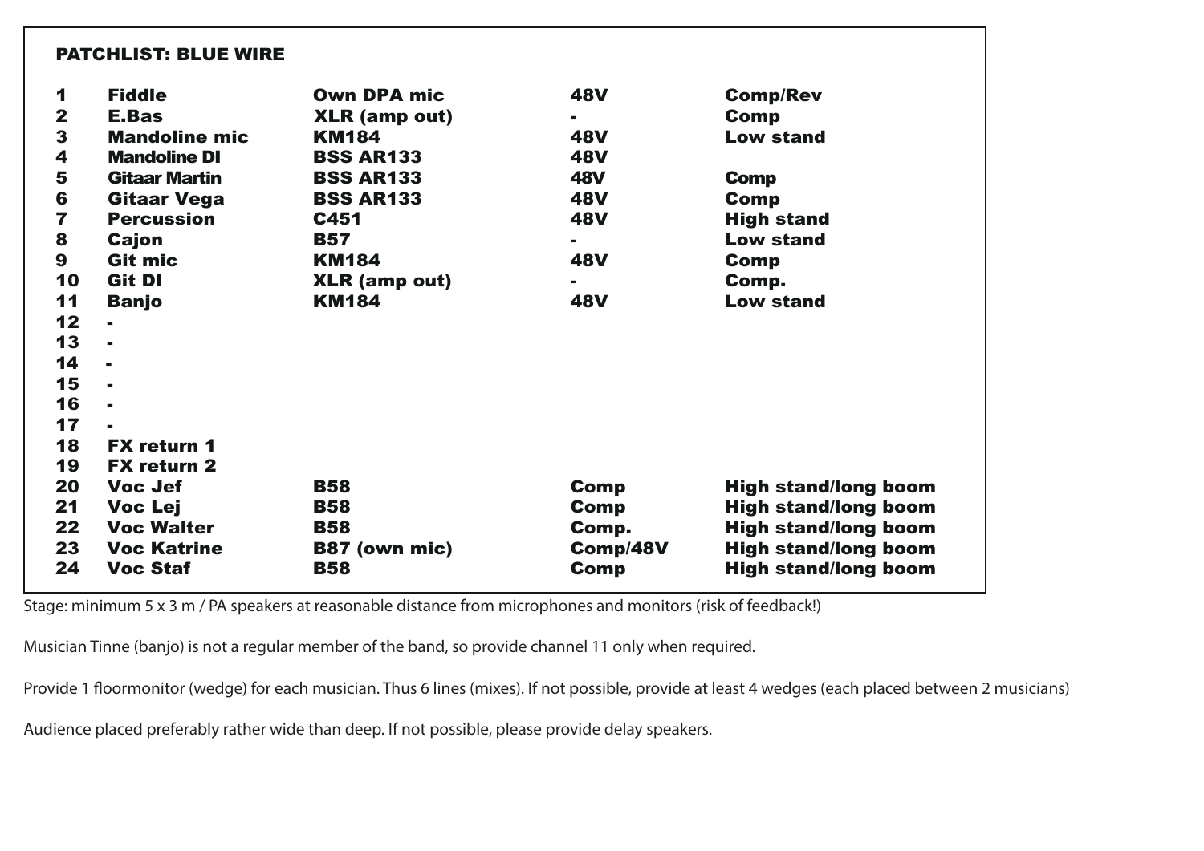## PATCHLIST: BLUE WIRE

| | | | | |
|---|---|---|---|---|
| 1 | Fiddle | Own DPA mic | 48V | Comp/Rev |
| 2 | E.Bas | XLR (amp out) | - | Comp |
| 3 | Mandoline mic | KM184 | 48V | Low stand |
| 4 | Mandoline DI | BSS AR133 | 48V | |
| 5 | Gitaar Martin | BSS AR133 | 48V | Comp |
| 6 | Gitaar Vega | BSS AR133 | 48V | Comp |
| 7 | Percussion | C451 | 48V | High stand |
| 8 | Cajon | B57 | - | Low stand |
| 9 | Git mic | KM184 | 48V | Comp |
| 10 | Git DI | XLR (amp out) | - | Comp. |
| 11 | Banjo | KM184 | 48V | Low stand |
| 12 | - | | | |
| 13 | - | | | |
| 14 | - | | | |
| 15 | - | | | |
| 16 | - | | | |
| 17 | - | | | |
| 18 | FX return 1 | | | |
| 19 | FX return 2 | | | |
| 20 | Voc Jef | B58 | Comp | High stand/long boom |
| 21 | Voc Lej | B58 | Comp | High stand/long boom |
| 22 | Voc Walter | B58 | Comp. | High stand/long boom |
| 23 | Voc Katrine | B87 (own mic) | Comp/48V | High stand/long boom |
| 24 | Voc Staf | B58 | Comp | High stand/long boom |

Stage: minimum 5 x 3 m / PA speakers at reasonable distance from microphones and monitors (risk of feedback!)

Musician Tinne (banjo) is not a regular member of the band, so provide channel 11 only when required.

Provide 1 floormonitor (wedge) for each musician. Thus 6 lines (mixes). If not possible, provide at least 4 wedges (each placed between 2 musicians)

Audience placed preferably rather wide than deep. If not possible, please provide delay speakers.